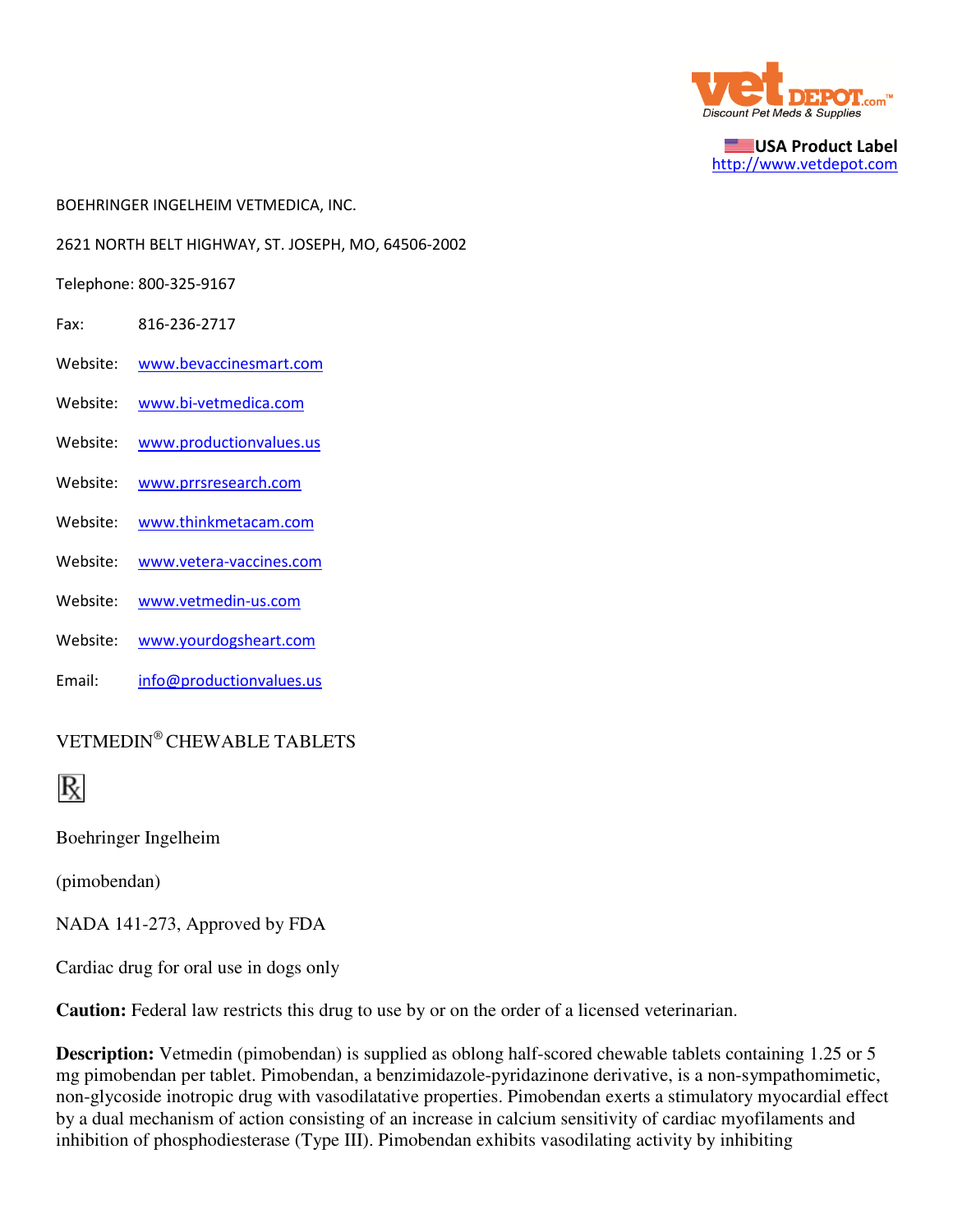USA Product Label
http://www.vetdepot.com

BOEHRINGER INGELHEIM VETMEDICA, INC.

2621 NORTH BELT HIGHWAY, ST. JOSEPH, MO, 64506-2002

Telephone: 800-325-9167

Fax: 816-236-2717

Website: www.bevaccinesmart.com

Website: www.bi-vetmedica.com

Website: www.productionvalues.us

Website: www.prrsresearch.com

Website: www.thinkmetacam.com

Website: www.vetera-vaccines.com

Website: www.vetmedin-us.com

Website: www.yourdogsheart.com

Email: info@productionvalues.us

## VETMEDIN® CHEWABLE TABLETS

℞

Boehringer Ingelheim

(pimobendan)

NADA 141-273, Approved by FDA

Cardiac drug for oral use in dogs only

**Caution:** Federal law restricts this drug to use by or on the order of a licensed veterinarian.

**Description:** Vetmedin (pimobendan) is supplied as oblong half-scored chewable tablets containing 1.25 or 5 mg pimobendan per tablet. Pimobendan, a benzimidazole-pyridazinone derivative, is a non-sympathomimetic, non-glycoside inotropic drug with vasodilatative properties. Pimobendan exerts a stimulatory myocardial effect by a dual mechanism of action consisting of an increase in calcium sensitivity of cardiac myofilaments and inhibition of phosphodiesterase (Type III). Pimobendan exhibits vasodilating activity by inhibiting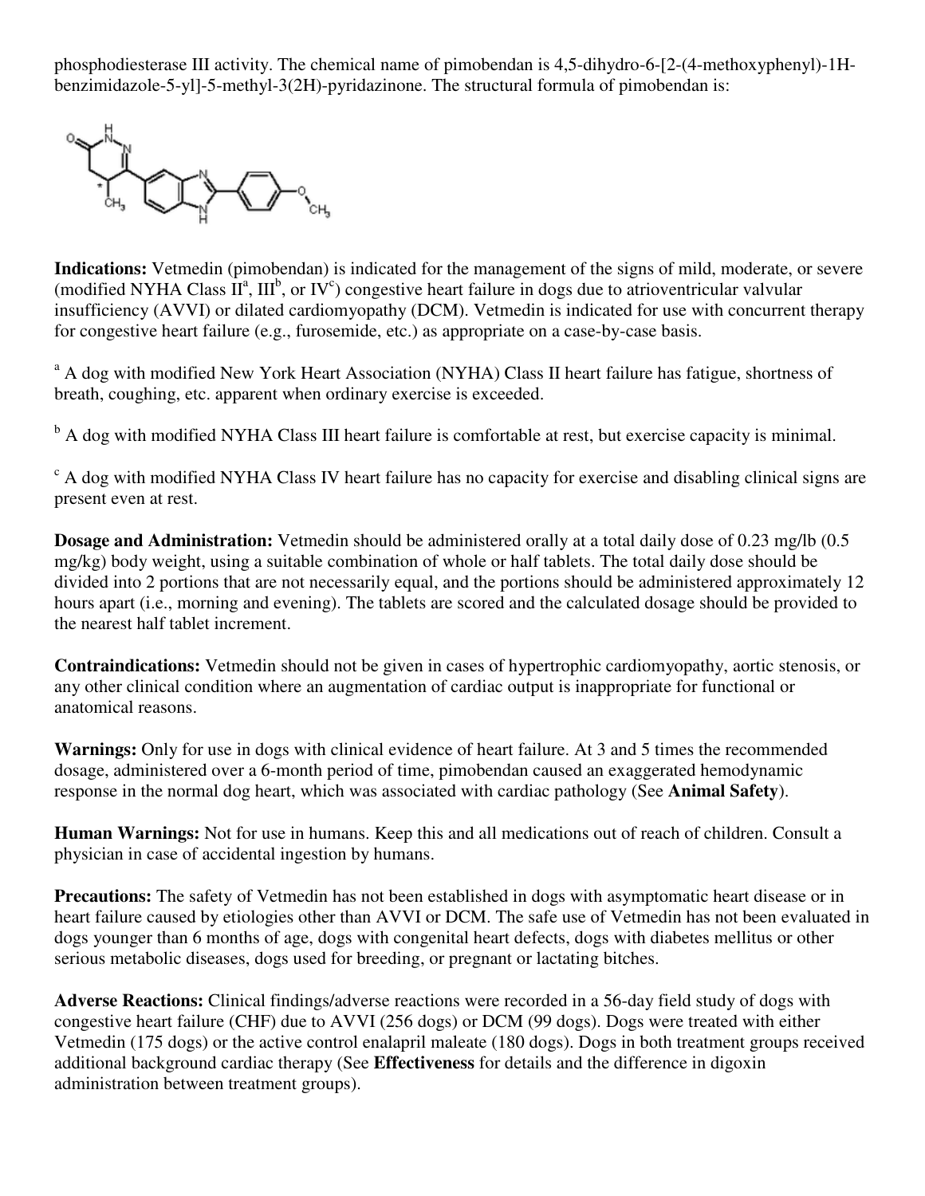phosphodiesterase III activity. The chemical name of pimobendan is 4,5-dihydro-6-[2-(4-methoxyphenyl)-1H-benzimidazole-5-yl]-5-methyl-3(2H)-pyridazinone. The structural formula of pimobendan is:

**Indications:** Vetmedin (pimobendan) is indicated for the management of the signs of mild, moderate, or severe (modified NYHA Class II[a], III[b], or IV[c]) congestive heart failure in dogs due to atrioventricular valvular insufficiency (AVVI) or dilated cardiomyopathy (DCM). Vetmedin is indicated for use with concurrent therapy for congestive heart failure (e.g., furosemide, etc.) as appropriate on a case-by-case basis.

[a] A dog with modified New York Heart Association (NYHA) Class II heart failure has fatigue, shortness of breath, coughing, etc. apparent when ordinary exercise is exceeded.

[b] A dog with modified NYHA Class III heart failure is comfortable at rest, but exercise capacity is minimal.

[c] A dog with modified NYHA Class IV heart failure has no capacity for exercise and disabling clinical signs are present even at rest.

**Dosage and Administration:** Vetmedin should be administered orally at a total daily dose of 0.23 mg/lb (0.5 mg/kg) body weight, using a suitable combination of whole or half tablets. The total daily dose should be divided into 2 portions that are not necessarily equal, and the portions should be administered approximately 12 hours apart (i.e., morning and evening). The tablets are scored and the calculated dosage should be provided to the nearest half tablet increment.

**Contraindications:** Vetmedin should not be given in cases of hypertrophic cardiomyopathy, aortic stenosis, or any other clinical condition where an augmentation of cardiac output is inappropriate for functional or anatomical reasons.

**Warnings:** Only for use in dogs with clinical evidence of heart failure. At 3 and 5 times the recommended dosage, administered over a 6-month period of time, pimobendan caused an exaggerated hemodynamic response in the normal dog heart, which was associated with cardiac pathology (See **Animal Safety**).

**Human Warnings:** Not for use in humans. Keep this and all medications out of reach of children. Consult a physician in case of accidental ingestion by humans.

**Precautions:** The safety of Vetmedin has not been established in dogs with asymptomatic heart disease or in heart failure caused by etiologies other than AVVI or DCM. The safe use of Vetmedin has not been evaluated in dogs younger than 6 months of age, dogs with congenital heart defects, dogs with diabetes mellitus or other serious metabolic diseases, dogs used for breeding, or pregnant or lactating bitches.

**Adverse Reactions:** Clinical findings/adverse reactions were recorded in a 56-day field study of dogs with congestive heart failure (CHF) due to AVVI (256 dogs) or DCM (99 dogs). Dogs were treated with either Vetmedin (175 dogs) or the active control enalapril maleate (180 dogs). Dogs in both treatment groups received additional background cardiac therapy (See **Effectiveness** for details and the difference in digoxin administration between treatment groups).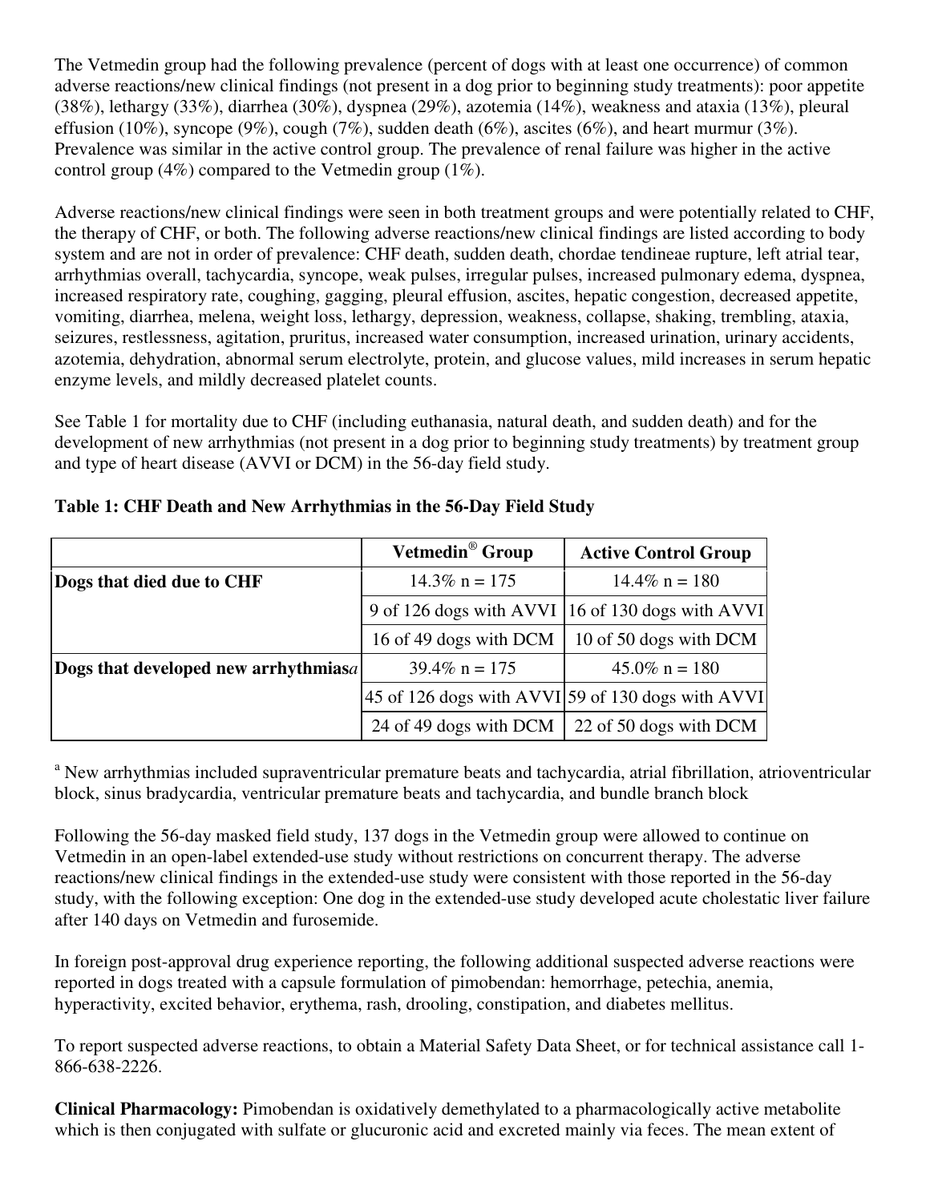The Vetmedin group had the following prevalence (percent of dogs with at least one occurrence) of common adverse reactions/new clinical findings (not present in a dog prior to beginning study treatments): poor appetite (38%), lethargy (33%), diarrhea (30%), dyspnea (29%), azotemia (14%), weakness and ataxia (13%), pleural effusion (10%), syncope (9%), cough (7%), sudden death (6%), ascites (6%), and heart murmur (3%). Prevalence was similar in the active control group. The prevalence of renal failure was higher in the active control group (4%) compared to the Vetmedin group (1%).

Adverse reactions/new clinical findings were seen in both treatment groups and were potentially related to CHF, the therapy of CHF, or both. The following adverse reactions/new clinical findings are listed according to body system and are not in order of prevalence: CHF death, sudden death, chordae tendineae rupture, left atrial tear, arrhythmias overall, tachycardia, syncope, weak pulses, irregular pulses, increased pulmonary edema, dyspnea, increased respiratory rate, coughing, gagging, pleural effusion, ascites, hepatic congestion, decreased appetite, vomiting, diarrhea, melena, weight loss, lethargy, depression, weakness, collapse, shaking, trembling, ataxia, seizures, restlessness, agitation, pruritus, increased water consumption, increased urination, urinary accidents, azotemia, dehydration, abnormal serum electrolyte, protein, and glucose values, mild increases in serum hepatic enzyme levels, and mildly decreased platelet counts.

See Table 1 for mortality due to CHF (including euthanasia, natural death, and sudden death) and for the development of new arrhythmias (not present in a dog prior to beginning study treatments) by treatment group and type of heart disease (AVVI or DCM) in the 56-day field study.

**Table 1: CHF Death and New Arrhythmias in the 56-Day Field Study**

| | Vetmedin® Group | Active Control Group |
|---|---|---|
| **Dogs that died due to CHF** | 14.3% n = 175 | 14.4% n = 180 |
| | 9 of 126 dogs with AVVI | 16 of 130 dogs with AVVI |
| | 16 of 49 dogs with DCM | 10 of 50 dogs with DCM |
| **Dogs that developed new arrhythmias**[a] | 39.4% n = 175 | 45.0% n = 180 |
| | 45 of 126 dogs with AVVI | 59 of 130 dogs with AVVI |
| | 24 of 49 dogs with DCM | 22 of 50 dogs with DCM |

[a] New arrhythmias included supraventricular premature beats and tachycardia, atrial fibrillation, atrioventricular block, sinus bradycardia, ventricular premature beats and tachycardia, and bundle branch block

Following the 56-day masked field study, 137 dogs in the Vetmedin group were allowed to continue on Vetmedin in an open-label extended-use study without restrictions on concurrent therapy. The adverse reactions/new clinical findings in the extended-use study were consistent with those reported in the 56-day study, with the following exception: One dog in the extended-use study developed acute cholestatic liver failure after 140 days on Vetmedin and furosemide.

In foreign post-approval drug experience reporting, the following additional suspected adverse reactions were reported in dogs treated with a capsule formulation of pimobendan: hemorrhage, petechia, anemia, hyperactivity, excited behavior, erythema, rash, drooling, constipation, and diabetes mellitus.

To report suspected adverse reactions, to obtain a Material Safety Data Sheet, or for technical assistance call 1-866-638-2226.

**Clinical Pharmacology:** Pimobendan is oxidatively demethylated to a pharmacologically active metabolite which is then conjugated with sulfate or glucuronic acid and excreted mainly via feces. The mean extent of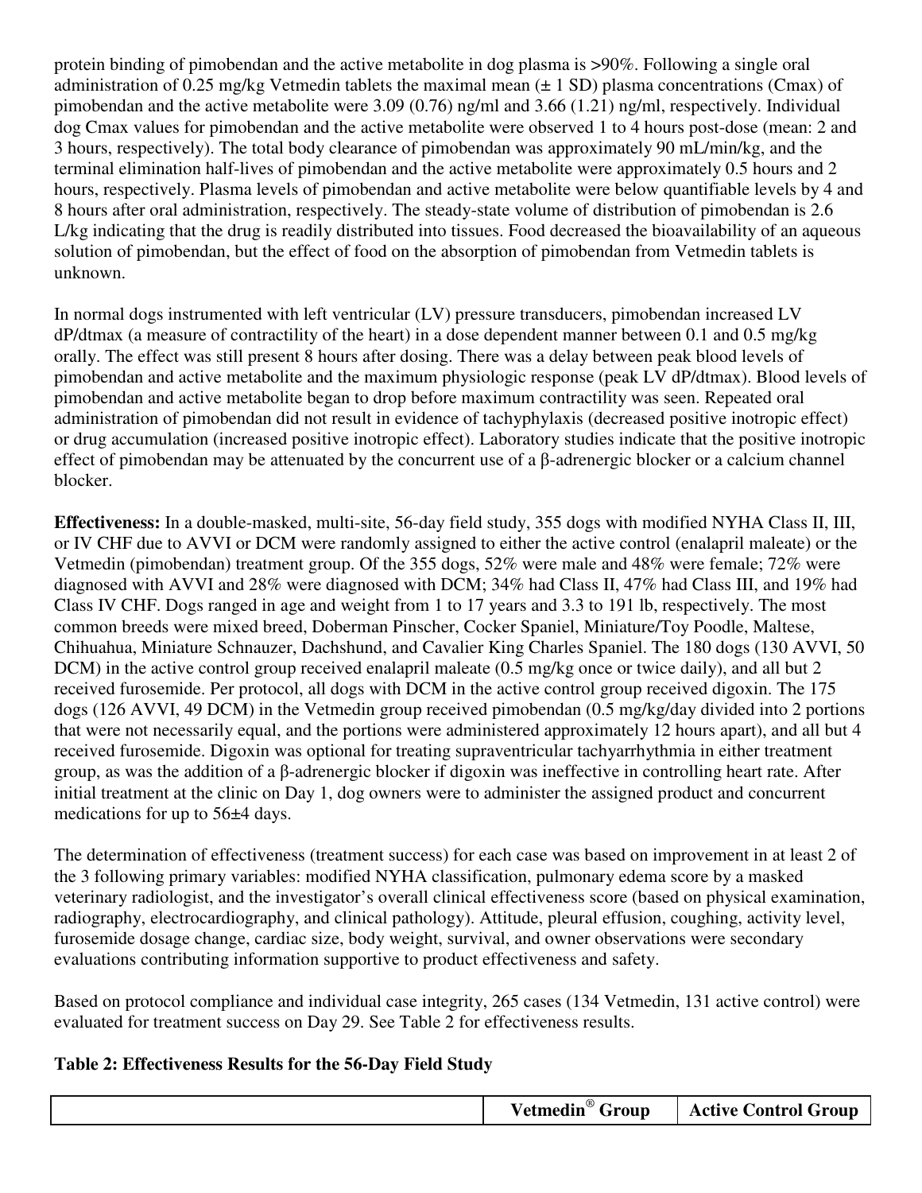protein binding of pimobendan and the active metabolite in dog plasma is >90%. Following a single oral administration of 0.25 mg/kg Vetmedin tablets the maximal mean (± 1 SD) plasma concentrations (Cmax) of pimobendan and the active metabolite were 3.09 (0.76) ng/ml and 3.66 (1.21) ng/ml, respectively. Individual dog Cmax values for pimobendan and the active metabolite were observed 1 to 4 hours post-dose (mean: 2 and 3 hours, respectively). The total body clearance of pimobendan was approximately 90 mL/min/kg, and the terminal elimination half-lives of pimobendan and the active metabolite were approximately 0.5 hours and 2 hours, respectively. Plasma levels of pimobendan and active metabolite were below quantifiable levels by 4 and 8 hours after oral administration, respectively. The steady-state volume of distribution of pimobendan is 2.6 L/kg indicating that the drug is readily distributed into tissues. Food decreased the bioavailability of an aqueous solution of pimobendan, but the effect of food on the absorption of pimobendan from Vetmedin tablets is unknown.

In normal dogs instrumented with left ventricular (LV) pressure transducers, pimobendan increased LV dP/dtmax (a measure of contractility of the heart) in a dose dependent manner between 0.1 and 0.5 mg/kg orally. The effect was still present 8 hours after dosing. There was a delay between peak blood levels of pimobendan and active metabolite and the maximum physiologic response (peak LV dP/dtmax). Blood levels of pimobendan and active metabolite began to drop before maximum contractility was seen. Repeated oral administration of pimobendan did not result in evidence of tachyphylaxis (decreased positive inotropic effect) or drug accumulation (increased positive inotropic effect). Laboratory studies indicate that the positive inotropic effect of pimobendan may be attenuated by the concurrent use of a β-adrenergic blocker or a calcium channel blocker.

**Effectiveness:** In a double-masked, multi-site, 56-day field study, 355 dogs with modified NYHA Class II, III, or IV CHF due to AVVI or DCM were randomly assigned to either the active control (enalapril maleate) or the Vetmedin (pimobendan) treatment group. Of the 355 dogs, 52% were male and 48% were female; 72% were diagnosed with AVVI and 28% were diagnosed with DCM; 34% had Class II, 47% had Class III, and 19% had Class IV CHF. Dogs ranged in age and weight from 1 to 17 years and 3.3 to 191 lb, respectively. The most common breeds were mixed breed, Doberman Pinscher, Cocker Spaniel, Miniature/Toy Poodle, Maltese, Chihuahua, Miniature Schnauzer, Dachshund, and Cavalier King Charles Spaniel. The 180 dogs (130 AVVI, 50 DCM) in the active control group received enalapril maleate (0.5 mg/kg once or twice daily), and all but 2 received furosemide. Per protocol, all dogs with DCM in the active control group received digoxin. The 175 dogs (126 AVVI, 49 DCM) in the Vetmedin group received pimobendan (0.5 mg/kg/day divided into 2 portions that were not necessarily equal, and the portions were administered approximately 12 hours apart), and all but 4 received furosemide. Digoxin was optional for treating supraventricular tachyarrhythmia in either treatment group, as was the addition of a β-adrenergic blocker if digoxin was ineffective in controlling heart rate. After initial treatment at the clinic on Day 1, dog owners were to administer the assigned product and concurrent medications for up to 56±4 days.

The determination of effectiveness (treatment success) for each case was based on improvement in at least 2 of the 3 following primary variables: modified NYHA classification, pulmonary edema score by a masked veterinary radiologist, and the investigator's overall clinical effectiveness score (based on physical examination, radiography, electrocardiography, and clinical pathology). Attitude, pleural effusion, coughing, activity level, furosemide dosage change, cardiac size, body weight, survival, and owner observations were secondary evaluations contributing information supportive to product effectiveness and safety.

Based on protocol compliance and individual case integrity, 265 cases (134 Vetmedin, 131 active control) were evaluated for treatment success on Day 29. See Table 2 for effectiveness results.

**Table 2: Effectiveness Results for the 56-Day Field Study**

| | Vetmedin® Group | Active Control Group |
|---|---|---|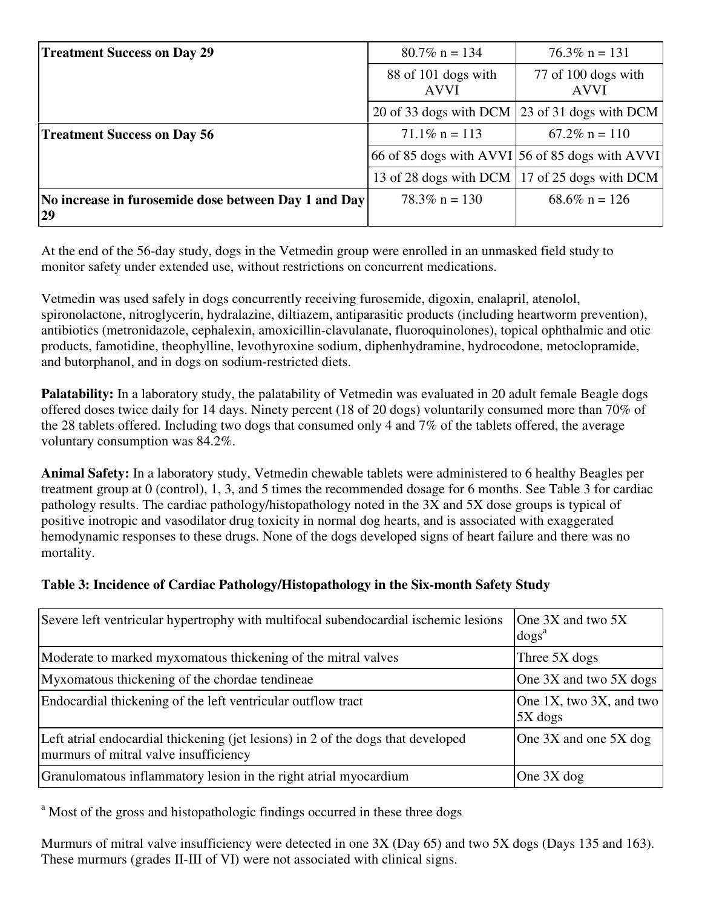| | | |
|---|---|---|
| **Treatment Success on Day 29** | 80.7% n = 134 | 76.3% n = 131 |
| | 88 of 101 dogs with AVVI | 77 of 100 dogs with AVVI |
| | 20 of 33 dogs with DCM | 23 of 31 dogs with DCM |
| **Treatment Success on Day 56** | 71.1% n = 113 | 67.2% n = 110 |
| | 66 of 85 dogs with AVVI | 56 of 85 dogs with AVVI |
| | 13 of 28 dogs with DCM | 17 of 25 dogs with DCM |
| **No increase in furosemide dose between Day 1 and Day 29** | 78.3% n = 130 | 68.6% n = 126 |

At the end of the 56-day study, dogs in the Vetmedin group were enrolled in an unmasked field study to monitor safety under extended use, without restrictions on concurrent medications.

Vetmedin was used safely in dogs concurrently receiving furosemide, digoxin, enalapril, atenolol, spironolactone, nitroglycerin, hydralazine, diltiazem, antiparasitic products (including heartworm prevention), antibiotics (metronidazole, cephalexin, amoxicillin-clavulanate, fluoroquinolones), topical ophthalmic and otic products, famotidine, theophylline, levothyroxine sodium, diphenhydramine, hydrocodone, metoclopramide, and butorphanol, and in dogs on sodium-restricted diets.

**Palatability:** In a laboratory study, the palatability of Vetmedin was evaluated in 20 adult female Beagle dogs offered doses twice daily for 14 days. Ninety percent (18 of 20 dogs) voluntarily consumed more than 70% of the 28 tablets offered. Including two dogs that consumed only 4 and 7% of the tablets offered, the average voluntary consumption was 84.2%.

**Animal Safety:** In a laboratory study, Vetmedin chewable tablets were administered to 6 healthy Beagles per treatment group at 0 (control), 1, 3, and 5 times the recommended dosage for 6 months. See Table 3 for cardiac pathology results. The cardiac pathology/histopathology noted in the 3X and 5X dose groups is typical of positive inotropic and vasodilator drug toxicity in normal dog hearts, and is associated with exaggerated hemodynamic responses to these drugs. None of the dogs developed signs of heart failure and there was no mortality.

**Table 3: Incidence of Cardiac Pathology/Histopathology in the Six-month Safety Study**

| | |
|---|---|
| Severe left ventricular hypertrophy with multifocal subendocardial ischemic lesions | One 3X and two 5X dogs[a] |
| Moderate to marked myxomatous thickening of the mitral valves | Three 5X dogs |
| Myxomatous thickening of the chordae tendineae | One 3X and two 5X dogs |
| Endocardial thickening of the left ventricular outflow tract | One 1X, two 3X, and two 5X dogs |
| Left atrial endocardial thickening (jet lesions) in 2 of the dogs that developed murmurs of mitral valve insufficiency | One 3X and one 5X dog |
| Granulomatous inflammatory lesion in the right atrial myocardium | One 3X dog |

[a] Most of the gross and histopathologic findings occurred in these three dogs

Murmurs of mitral valve insufficiency were detected in one 3X (Day 65) and two 5X dogs (Days 135 and 163). These murmurs (grades II-III of VI) were not associated with clinical signs.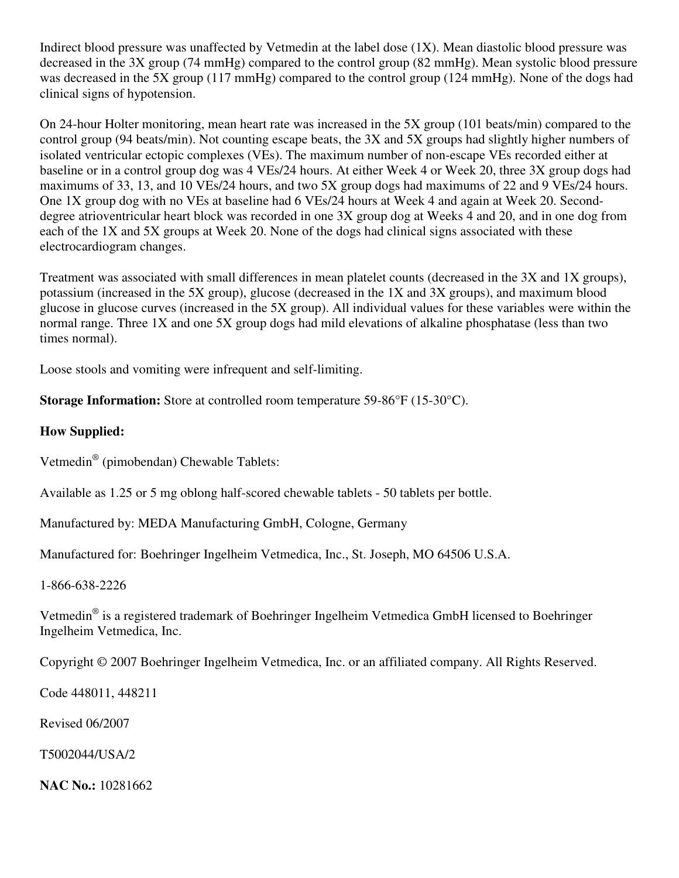Indirect blood pressure was unaffected by Vetmedin at the label dose (1X). Mean diastolic blood pressure was decreased in the 3X group (74 mmHg) compared to the control group (82 mmHg). Mean systolic blood pressure was decreased in the 5X group (117 mmHg) compared to the control group (124 mmHg). None of the dogs had clinical signs of hypotension.

On 24-hour Holter monitoring, mean heart rate was increased in the 5X group (101 beats/min) compared to the control group (94 beats/min). Not counting escape beats, the 3X and 5X groups had slightly higher numbers of isolated ventricular ectopic complexes (VEs). The maximum number of non-escape VEs recorded either at baseline or in a control group dog was 4 VEs/24 hours. At either Week 4 or Week 20, three 3X group dogs had maximums of 33, 13, and 10 VEs/24 hours, and two 5X group dogs had maximums of 22 and 9 VEs/24 hours. One 1X group dog with no VEs at baseline had 6 VEs/24 hours at Week 4 and again at Week 20. Second-degree atrioventricular heart block was recorded in one 3X group dog at Weeks 4 and 20, and in one dog from each of the 1X and 5X groups at Week 20. None of the dogs had clinical signs associated with these electrocardiogram changes.

Treatment was associated with small differences in mean platelet counts (decreased in the 3X and 1X groups), potassium (increased in the 5X group), glucose (decreased in the 1X and 3X groups), and maximum blood glucose in glucose curves (increased in the 5X group). All individual values for these variables were within the normal range. Three 1X and one 5X group dogs had mild elevations of alkaline phosphatase (less than two times normal).

Loose stools and vomiting were infrequent and self-limiting.

**Storage Information:** Store at controlled room temperature 59-86°F (15-30°C).

**How Supplied:**

Vetmedin® (pimobendan) Chewable Tablets:

Available as 1.25 or 5 mg oblong half-scored chewable tablets - 50 tablets per bottle.

Manufactured by: MEDA Manufacturing GmbH, Cologne, Germany

Manufactured for: Boehringer Ingelheim Vetmedica, Inc., St. Joseph, MO 64506 U.S.A.

1-866-638-2226

Vetmedin® is a registered trademark of Boehringer Ingelheim Vetmedica GmbH licensed to Boehringer Ingelheim Vetmedica, Inc.

Copyright © 2007 Boehringer Ingelheim Vetmedica, Inc. or an affiliated company. All Rights Reserved.

Code 448011, 448211

Revised 06/2007

T5002044/USA/2

**NAC No.:** 10281662